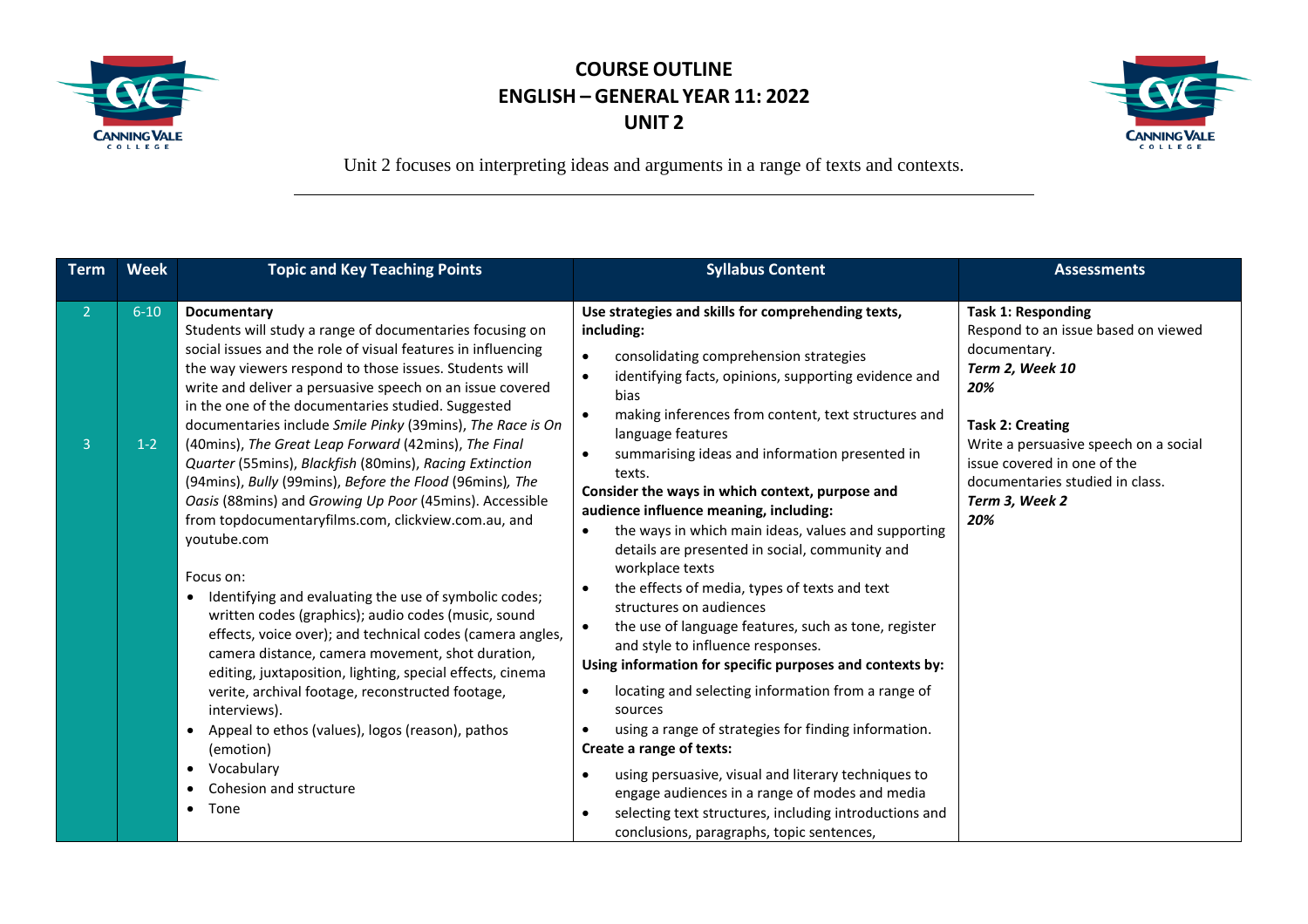# COURSE OUTLINE
# ENGLISH – GENERAL YEAR 11: 2022
# UNIT 2

Unit 2 focuses on interpreting ideas and arguments in a range of texts and contexts.

| Term | Week | Topic and Key Teaching Points | Syllabus Content | Assessments |
|---|---|---|---|---|
| 2<br><br>3 | 6-10<br><br>1-2 | **Documentary**<br>Students will study a range of documentaries focusing on social issues and the role of visual features in influencing the way viewers respond to those issues. Students will write and deliver a persuasive speech on an issue covered in the one of the documentaries studied. Suggested documentaries include *Smile Pinky* (39mins), *The Race is On* (40mins), *The Great Leap Forward* (42mins), *The Final Quarter* (55mins), *Blackfish* (80mins), *Racing Extinction* (94mins), *Bully* (99mins), *Before the Flood* (96mins), *The Oasis* (88mins) and *Growing Up Poor* (45mins). Accessible from topdocumentaryfilms.com, clickview.com.au, and youtube.com<br><br>Focus on:<br>• Identifying and evaluating the use of symbolic codes; written codes (graphics); audio codes (music, sound effects, voice over); and technical codes (camera angles, camera distance, camera movement, shot duration, editing, juxtaposition, lighting, special effects, cinema verite, archival footage, reconstructed footage, interviews).<br>• Appeal to ethos (values), logos (reason), pathos (emotion)<br>• Vocabulary<br>• Cohesion and structure<br>• Tone | **Use strategies and skills for comprehending texts, including:**<br>• consolidating comprehension strategies<br>• identifying facts, opinions, supporting evidence and bias<br>• making inferences from content, text structures and language features<br>• summarising ideas and information presented in texts.<br>**Consider the ways in which context, purpose and audience influence meaning, including:**<br>• the ways in which main ideas, values and supporting details are presented in social, community and workplace texts<br>• the effects of media, types of texts and text structures on audiences<br>• the use of language features, such as tone, register and style to influence responses.<br>**Using information for specific purposes and contexts by:**<br>• locating and selecting information from a range of sources<br>• using a range of strategies for finding information.<br>**Create a range of texts:**<br>• using persuasive, visual and literary techniques to engage audiences in a range of modes and media<br>• selecting text structures, including introductions and conclusions, paragraphs, topic sentences, | **Task 1: Responding**<br>Respond to an issue based on viewed documentary.<br>***Term 2, Week 10***<br>***20%***<br><br>**Task 2: Creating**<br>Write a persuasive speech on a social issue covered in one of the documentaries studied in class.<br>***Term 3, Week 2***<br>***20%*** |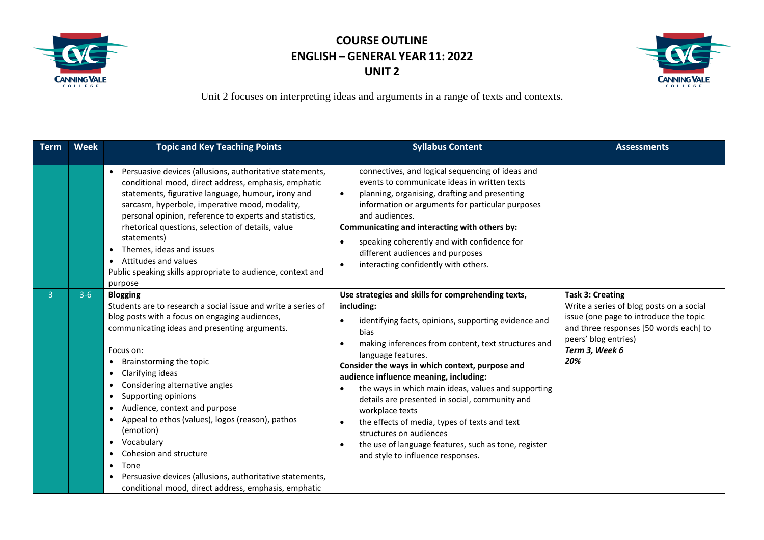# COURSE OUTLINE
## ENGLISH – GENERAL YEAR 11: 2022
## UNIT 2

Unit 2 focuses on interpreting ideas and arguments in a range of texts and contexts.

| Term | Week | Topic and Key Teaching Points | Syllabus Content | Assessments |
|---|---|---|---|---|
| | | • Persuasive devices (allusions, authoritative statements, conditional mood, direct address, emphasis, emphatic statements, figurative language, humour, irony and sarcasm, hyperbole, imperative mood, modality, personal opinion, reference to experts and statistics, rhetorical questions, selection of details, value statements)<br>• Themes, ideas and issues<br>• Attitudes and values<br>Public speaking skills appropriate to audience, context and purpose | connectives, and logical sequencing of ideas and events to communicate ideas in written texts<br>• planning, organising, drafting and presenting information or arguments for particular purposes and audiences.<br>**Communicating and interacting with others by:**<br>• speaking coherently and with confidence for different audiences and purposes<br>• interacting confidently with others. | |
| 3 | 3-6 | **Blogging**<br>Students are to research a social issue and write a series of blog posts with a focus on engaging audiences, communicating ideas and presenting arguments.<br><br>Focus on:<br>• Brainstorming the topic<br>• Clarifying ideas<br>• Considering alternative angles<br>• Supporting opinions<br>• Audience, context and purpose<br>• Appeal to ethos (values), logos (reason), pathos (emotion)<br>• Vocabulary<br>• Cohesion and structure<br>• Tone<br>• Persuasive devices (allusions, authoritative statements, conditional mood, direct address, emphasis, emphatic | **Use strategies and skills for comprehending texts, including:**<br>• identifying facts, opinions, supporting evidence and bias<br>• making inferences from content, text structures and language features.<br>**Consider the ways in which context, purpose and audience influence meaning, including:**<br>• the ways in which main ideas, values and supporting details are presented in social, community and workplace texts<br>• the effects of media, types of texts and text structures on audiences<br>• the use of language features, such as tone, register and style to influence responses. | **Task 3: Creating**<br>Write a series of blog posts on a social issue (one page to introduce the topic and three responses [50 words each] to peers' blog entries)<br>***Term 3, Week 6***<br>***20%*** |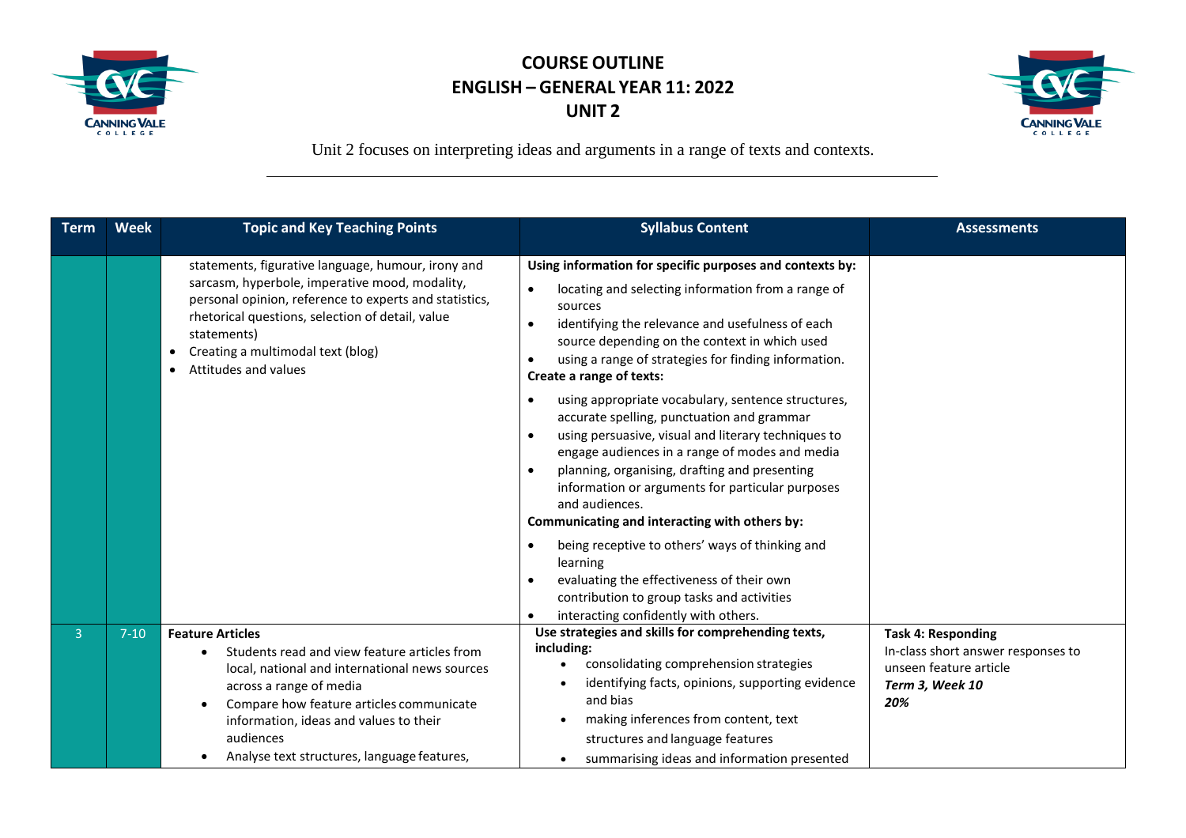# COURSE OUTLINE
# ENGLISH – GENERAL YEAR 11: 2022
# UNIT 2

Unit 2 focuses on interpreting ideas and arguments in a range of texts and contexts.

| Term | Week | Topic and Key Teaching Points | Syllabus Content | Assessments |
|---|---|---|---|---|
| | | statements, figurative language, humour, irony and sarcasm, hyperbole, imperative mood, modality, personal opinion, reference to experts and statistics, rhetorical questions, selection of detail, value statements)<br>• Creating a multimodal text (blog)<br>• Attitudes and values | **Using information for specific purposes and contexts by:**<br>• locating and selecting information from a range of sources<br>• identifying the relevance and usefulness of each source depending on the context in which used<br>• using a range of strategies for finding information.<br>**Create a range of texts:**<br>• using appropriate vocabulary, sentence structures, accurate spelling, punctuation and grammar<br>• using persuasive, visual and literary techniques to engage audiences in a range of modes and media<br>• planning, organising, drafting and presenting information or arguments for particular purposes and audiences.<br>**Communicating and interacting with others by:**<br>• being receptive to others' ways of thinking and learning<br>• evaluating the effectiveness of their own contribution to group tasks and activities<br>• interacting confidently with others. | |
| 3 | 7-10 | **Feature Articles**<br>• Students read and view feature articles from local, national and international news sources across a range of media<br>• Compare how feature articles communicate information, ideas and values to their audiences<br>• Analyse text structures, language features, | **Use strategies and skills for comprehending texts, including:**<br>• consolidating comprehension strategies<br>• identifying facts, opinions, supporting evidence and bias<br>• making inferences from content, text structures and language features<br>• summarising ideas and information presented | **Task 4: Responding**<br>In-class short answer responses to unseen feature article<br>***Term 3, Week 10***<br>***20%*** |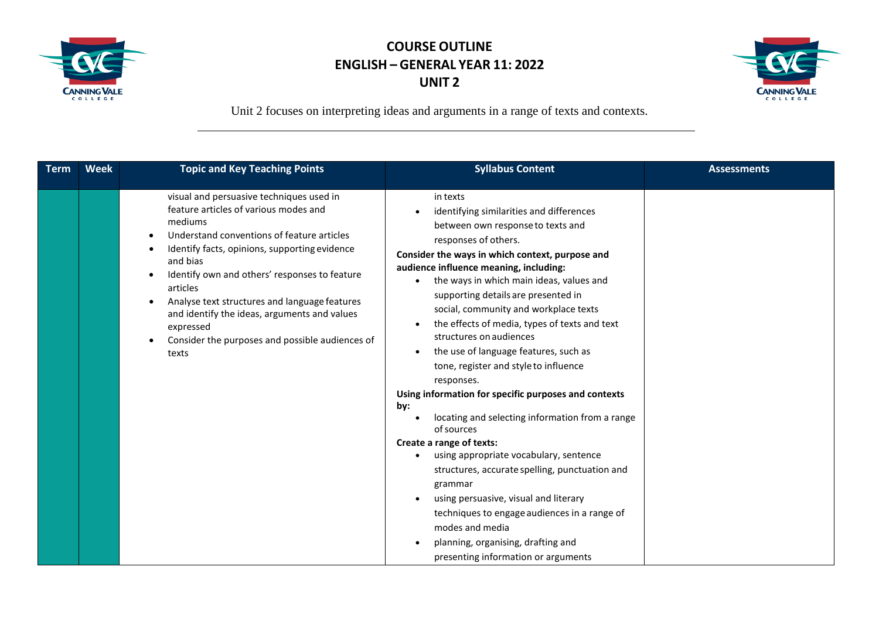# COURSE OUTLINE
# ENGLISH – GENERAL YEAR 11: 2022
# UNIT 2

Unit 2 focuses on interpreting ideas and arguments in a range of texts and contexts.

| Term | Week | Topic and Key Teaching Points | Syllabus Content | Assessments |
|---|---|---|---|---|
| | | visual and persuasive techniques used in feature articles of various modes and mediums<br>• Understand conventions of feature articles<br>• Identify facts, opinions, supporting evidence and bias<br>• Identify own and others' responses to feature articles<br>• Analyse text structures and language features and identify the ideas, arguments and values expressed<br>• Consider the purposes and possible audiences of texts | in texts<br>• identifying similarities and differences between own response to texts and responses of others.<br>**Consider the ways in which context, purpose and audience influence meaning, including:**<br>• the ways in which main ideas, values and supporting details are presented in social, community and workplace texts<br>• the effects of media, types of texts and text structures on audiences<br>• the use of language features, such as tone, register and style to influence responses.<br>**Using information for specific purposes and contexts by:**<br>• locating and selecting information from a range of sources<br>**Create a range of texts:**<br>• using appropriate vocabulary, sentence structures, accurate spelling, punctuation and grammar<br>• using persuasive, visual and literary techniques to engage audiences in a range of modes and media<br>• planning, organising, drafting and presenting information or arguments | |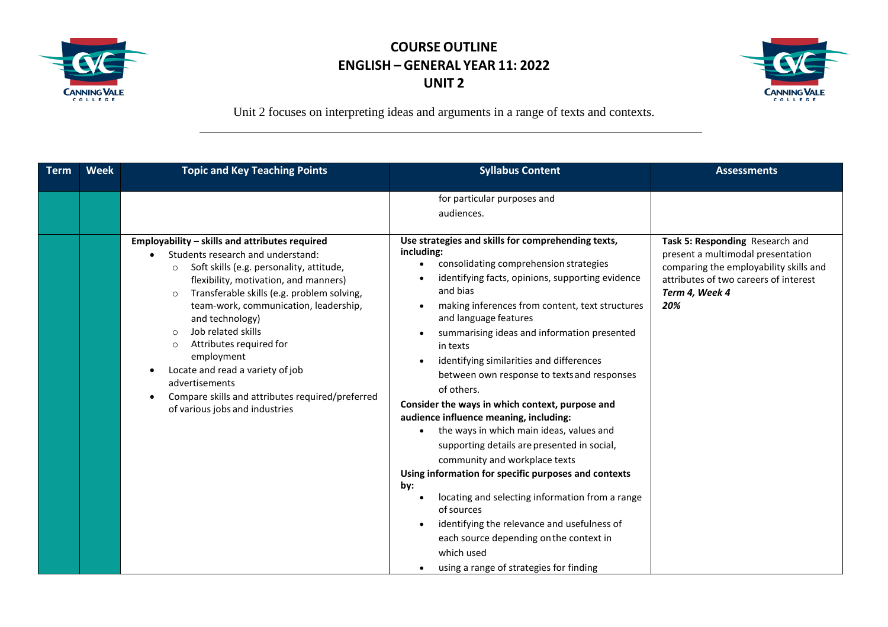# COURSE OUTLINE
## ENGLISH – GENERAL YEAR 11: 2022
## UNIT 2

Unit 2 focuses on interpreting ideas and arguments in a range of texts and contexts.

| Term | Week | Topic and Key Teaching Points | Syllabus Content | Assessments |
|---|---|---|---|---|
| | | | for particular purposes and audiences. | |
| | | **Employability – skills and attributes required**<br>• Students research and understand:<br>  ○ Soft skills (e.g. personality, attitude, flexibility, motivation, and manners)<br>  ○ Transferable skills (e.g. problem solving, team-work, communication, leadership, and technology)<br>  ○ Job related skills<br>  ○ Attributes required for employment<br>• Locate and read a variety of job advertisements<br>• Compare skills and attributes required/preferred of various jobs and industries | **Use strategies and skills for comprehending texts, including:**<br>• consolidating comprehension strategies<br>• identifying facts, opinions, supporting evidence and bias<br>• making inferences from content, text structures and language features<br>• summarising ideas and information presented in texts<br>• identifying similarities and differences between own response to texts and responses of others.<br>**Consider the ways in which context, purpose and audience influence meaning, including:**<br>• the ways in which main ideas, values and supporting details are presented in social, community and workplace texts<br>**Using information for specific purposes and contexts by:**<br>• locating and selecting information from a range of sources<br>• identifying the relevance and usefulness of each source depending on the context in which used<br>• using a range of strategies for finding | **Task 5: Responding** Research and present a multimodal presentation comparing the employability skills and attributes of two careers of interest<br>***Term 4, Week 4***<br>***20%*** |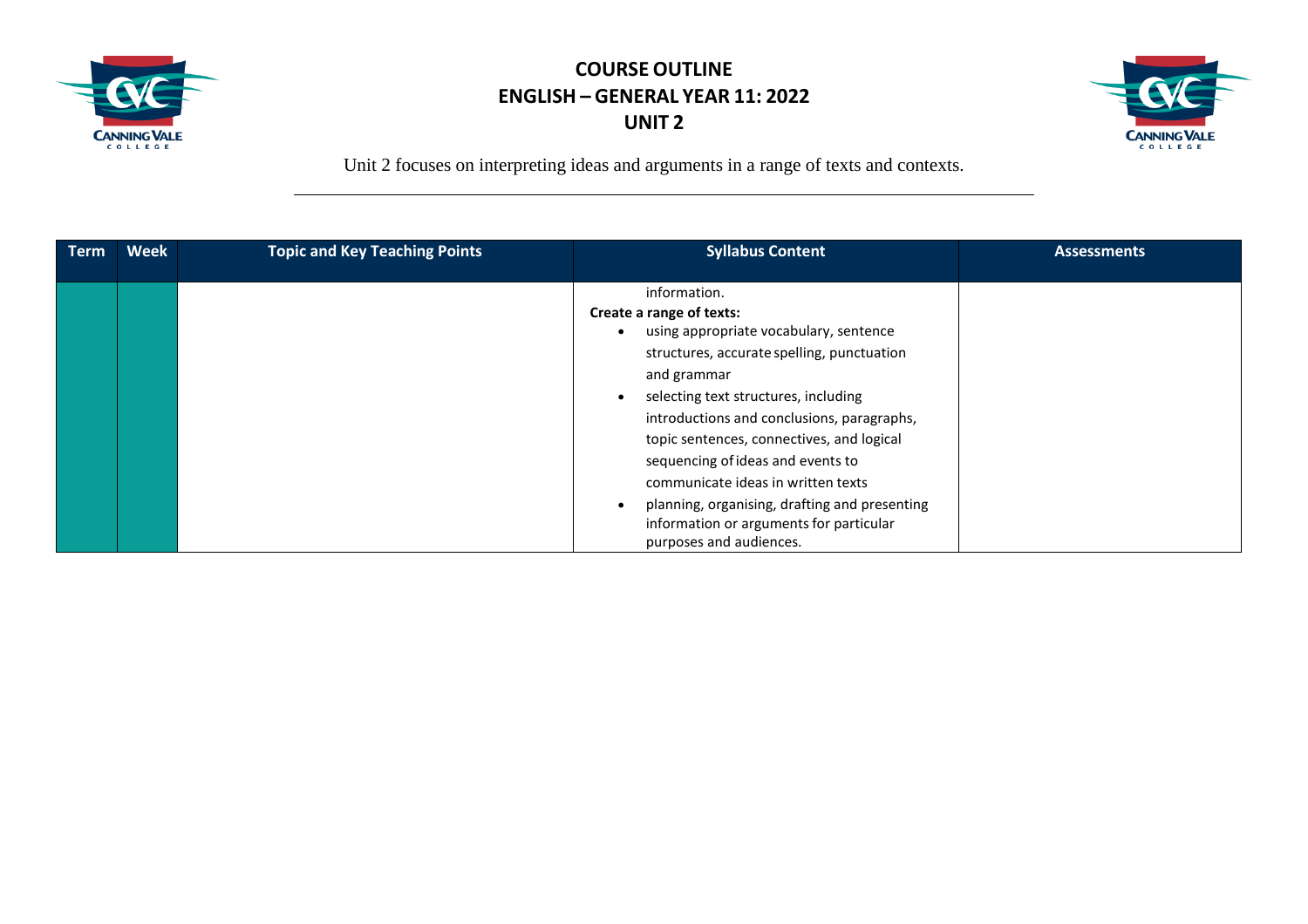# COURSE OUTLINE
# ENGLISH – GENERAL YEAR 11: 2022
# UNIT 2

Unit 2 focuses on interpreting ideas and arguments in a range of texts and contexts.

| Term | Week | Topic and Key Teaching Points | Syllabus Content | Assessments |
|---|---|---|---|---|
| | | | information.<br>**Create a range of texts:**<br>• using appropriate vocabulary, sentence structures, accurate spelling, punctuation and grammar<br>• selecting text structures, including introductions and conclusions, paragraphs, topic sentences, connectives, and logical sequencing of ideas and events to communicate ideas in written texts<br>• planning, organising, drafting and presenting information or arguments for particular purposes and audiences. | |